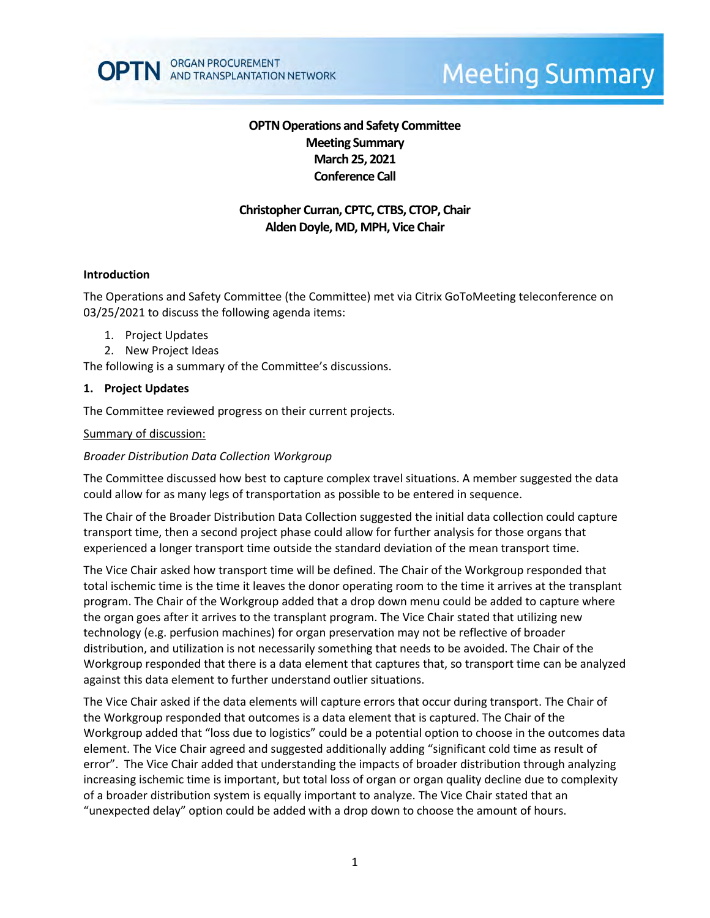# OPTN Operations and Safety Committee
## Meeting Summary
## March 25, 2021
## Conference Call

**Christopher Curran, CPTC, CTBS, CTOP, Chair**
**Alden Doyle, MD, MPH, Vice Chair**

### Introduction

The Operations and Safety Committee (the Committee) met via Citrix GoToMeeting teleconference on 03/25/2021 to discuss the following agenda items:

1. Project Updates
2. New Project Ideas

The following is a summary of the Committee's discussions.

### 1. Project Updates

The Committee reviewed progress on their current projects.

Summary of discussion:

*Broader Distribution Data Collection Workgroup*

The Committee discussed how best to capture complex travel situations. A member suggested the data could allow for as many legs of transportation as possible to be entered in sequence.

The Chair of the Broader Distribution Data Collection suggested the initial data collection could capture transport time, then a second project phase could allow for further analysis for those organs that experienced a longer transport time outside the standard deviation of the mean transport time.

The Vice Chair asked how transport time will be defined. The Chair of the Workgroup responded that total ischemic time is the time it leaves the donor operating room to the time it arrives at the transplant program. The Chair of the Workgroup added that a drop down menu could be added to capture where the organ goes after it arrives to the transplant program. The Vice Chair stated that utilizing new technology (e.g. perfusion machines) for organ preservation may not be reflective of broader distribution, and utilization is not necessarily something that needs to be avoided. The Chair of the Workgroup responded that there is a data element that captures that, so transport time can be analyzed against this data element to further understand outlier situations.

The Vice Chair asked if the data elements will capture errors that occur during transport. The Chair of the Workgroup responded that outcomes is a data element that is captured. The Chair of the Workgroup added that "loss due to logistics" could be a potential option to choose in the outcomes data element. The Vice Chair agreed and suggested additionally adding "significant cold time as result of error". The Vice Chair added that understanding the impacts of broader distribution through analyzing increasing ischemic time is important, but total loss of organ or organ quality decline due to complexity of a broader distribution system is equally important to analyze. The Vice Chair stated that an "unexpected delay" option could be added with a drop down to choose the amount of hours.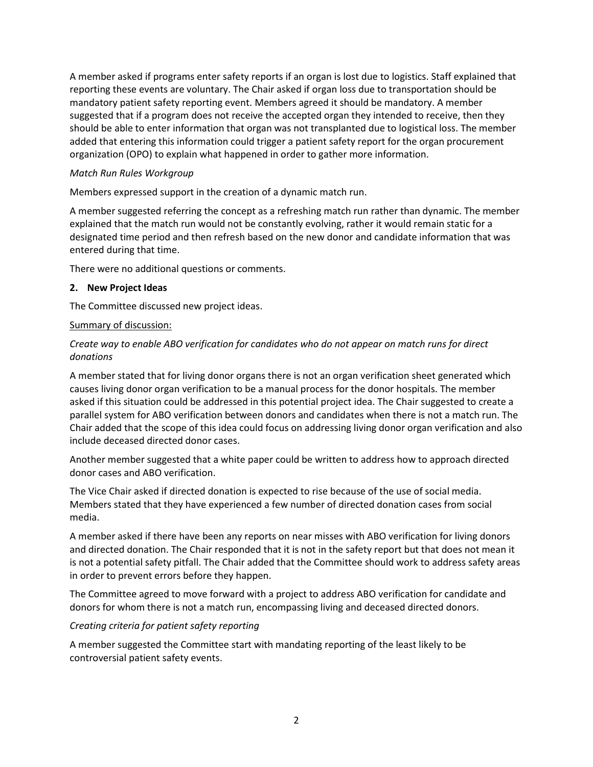A member asked if programs enter safety reports if an organ is lost due to logistics. Staff explained that reporting these events are voluntary. The Chair asked if organ loss due to transportation should be mandatory patient safety reporting event. Members agreed it should be mandatory. A member suggested that if a program does not receive the accepted organ they intended to receive, then they should be able to enter information that organ was not transplanted due to logistical loss. The member added that entering this information could trigger a patient safety report for the organ procurement organization (OPO) to explain what happened in order to gather more information.

*Match Run Rules Workgroup*

Members expressed support in the creation of a dynamic match run.

A member suggested referring the concept as a refreshing match run rather than dynamic. The member explained that the match run would not be constantly evolving, rather it would remain static for a designated time period and then refresh based on the new donor and candidate information that was entered during that time.

There were no additional questions or comments.

**2. New Project Ideas**

The Committee discussed new project ideas.

Summary of discussion:

*Create way to enable ABO verification for candidates who do not appear on match runs for direct donations*

A member stated that for living donor organs there is not an organ verification sheet generated which causes living donor organ verification to be a manual process for the donor hospitals. The member asked if this situation could be addressed in this potential project idea. The Chair suggested to create a parallel system for ABO verification between donors and candidates when there is not a match run. The Chair added that the scope of this idea could focus on addressing living donor organ verification and also include deceased directed donor cases.

Another member suggested that a white paper could be written to address how to approach directed donor cases and ABO verification.

The Vice Chair asked if directed donation is expected to rise because of the use of social media. Members stated that they have experienced a few number of directed donation cases from social media.

A member asked if there have been any reports on near misses with ABO verification for living donors and directed donation. The Chair responded that it is not in the safety report but that does not mean it is not a potential safety pitfall. The Chair added that the Committee should work to address safety areas in order to prevent errors before they happen.

The Committee agreed to move forward with a project to address ABO verification for candidate and donors for whom there is not a match run, encompassing living and deceased directed donors.

*Creating criteria for patient safety reporting*

A member suggested the Committee start with mandating reporting of the least likely to be controversial patient safety events.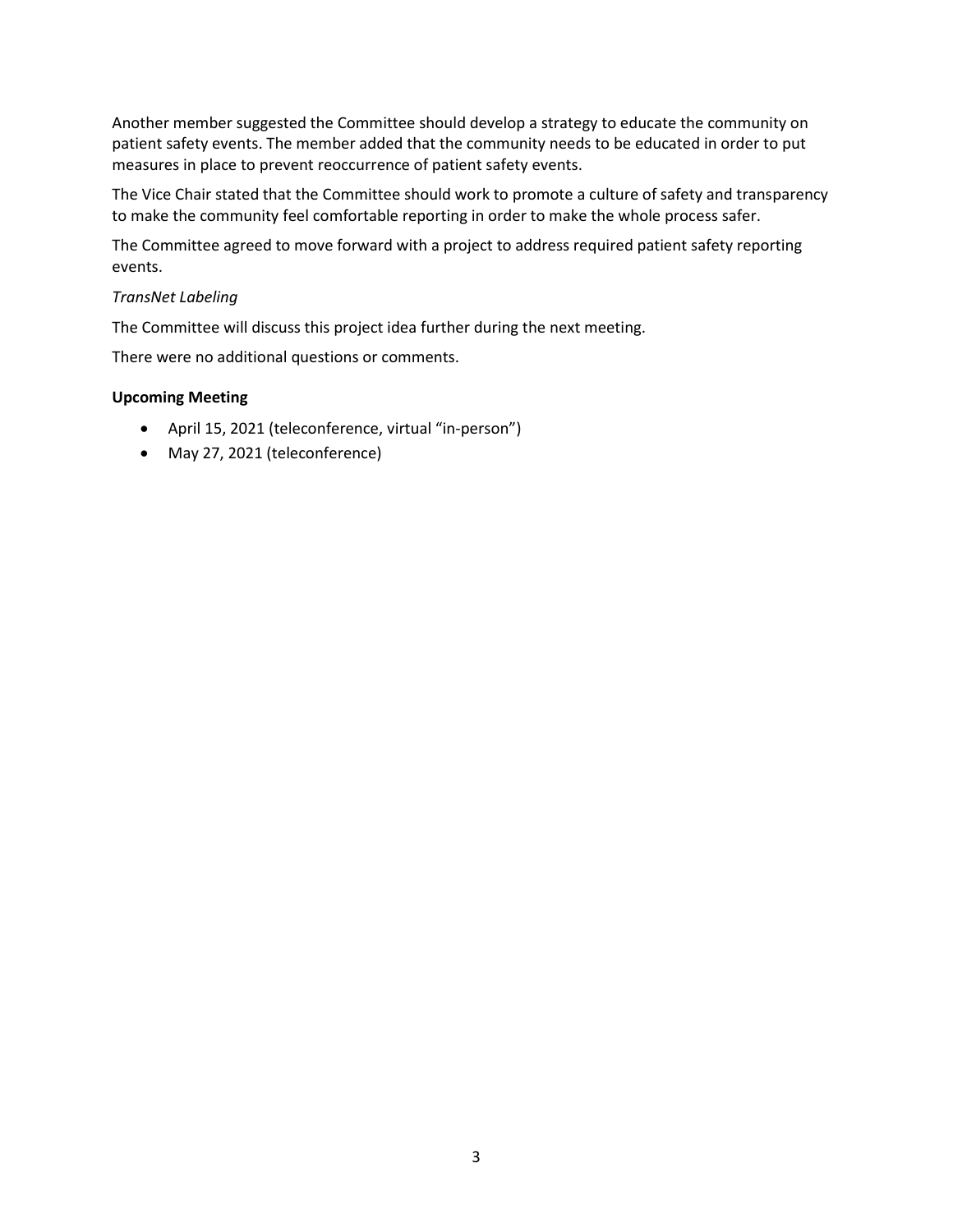Another member suggested the Committee should develop a strategy to educate the community on patient safety events. The member added that the community needs to be educated in order to put measures in place to prevent reoccurrence of patient safety events.

The Vice Chair stated that the Committee should work to promote a culture of safety and transparency to make the community feel comfortable reporting in order to make the whole process safer.

The Committee agreed to move forward with a project to address required patient safety reporting events.

*TransNet Labeling*

The Committee will discuss this project idea further during the next meeting.

There were no additional questions or comments.

**Upcoming Meeting**

- April 15, 2021 (teleconference, virtual "in-person")
- May 27, 2021 (teleconference)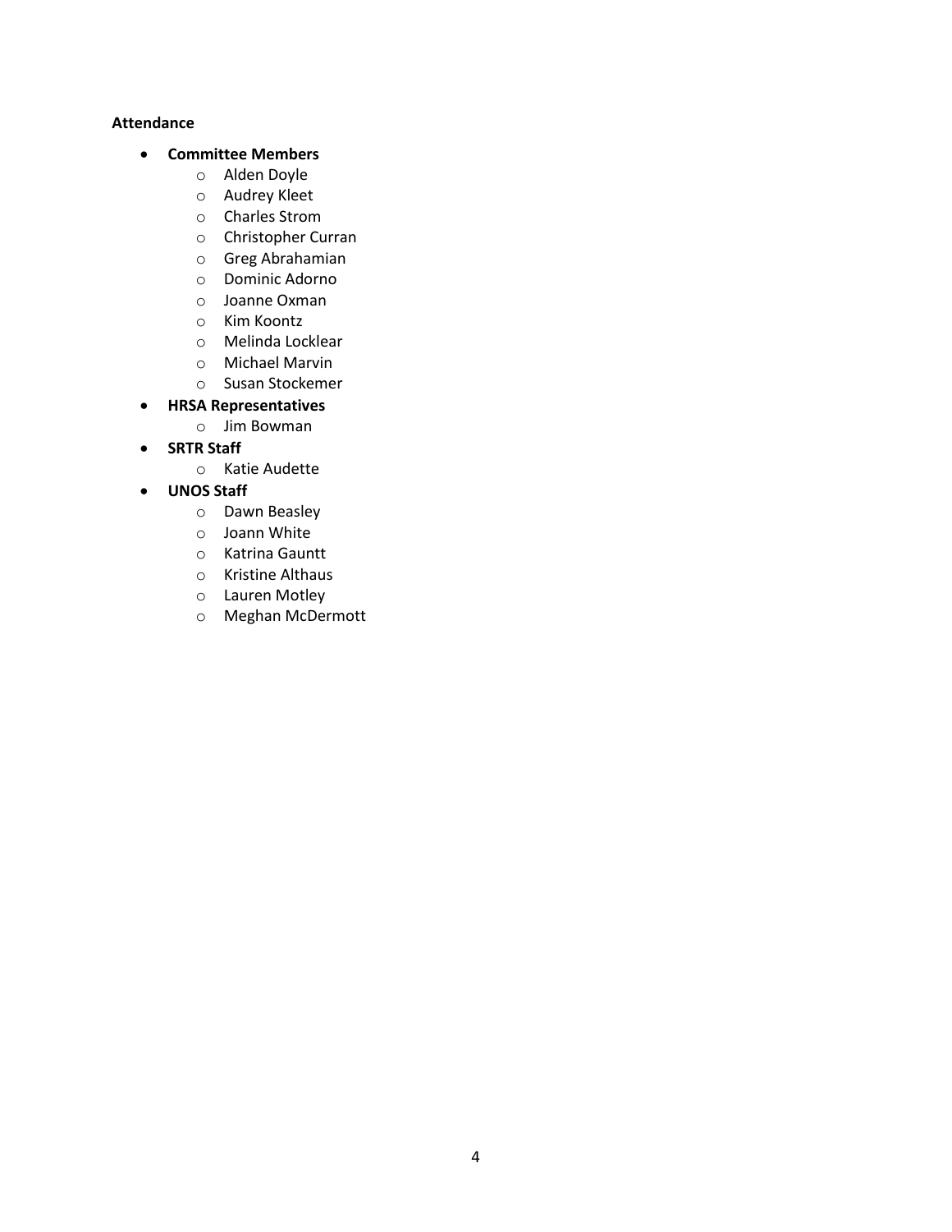**Attendance**

- **Committee Members**
  - Alden Doyle
  - Audrey Kleet
  - Charles Strom
  - Christopher Curran
  - Greg Abrahamian
  - Dominic Adorno
  - Joanne Oxman
  - Kim Koontz
  - Melinda Locklear
  - Michael Marvin
  - Susan Stockemer
- **HRSA Representatives**
  - Jim Bowman
- **SRTR Staff**
  - Katie Audette
- **UNOS Staff**
  - Dawn Beasley
  - Joann White
  - Katrina Gauntt
  - Kristine Althaus
  - Lauren Motley
  - Meghan McDermott